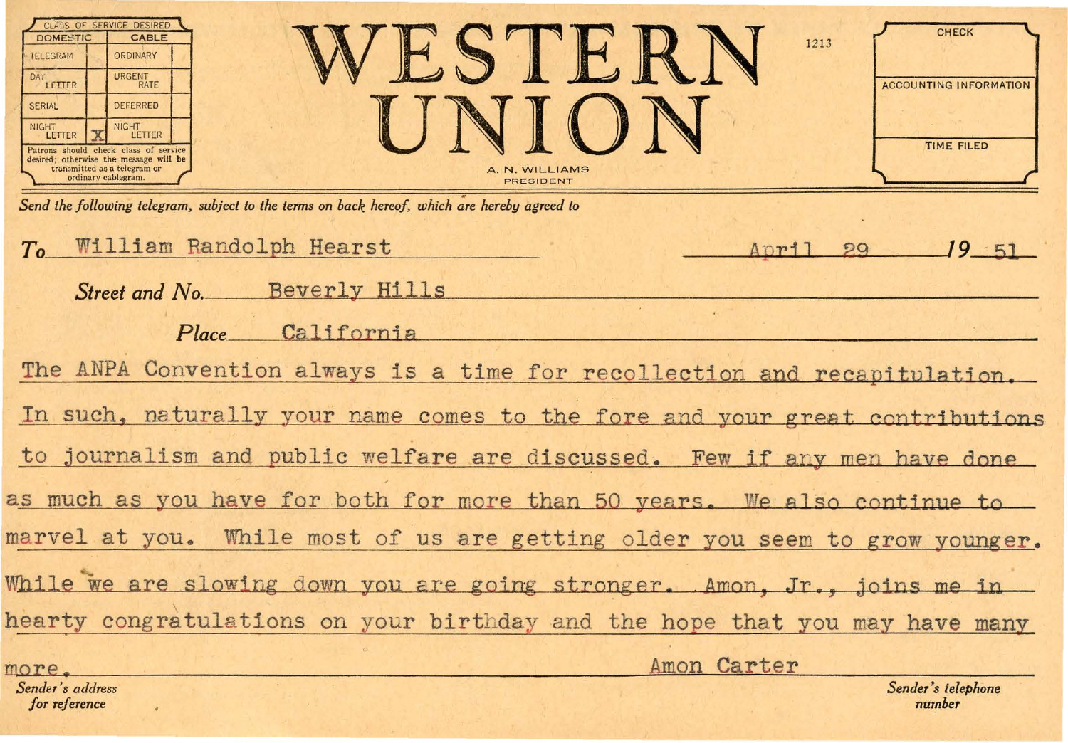| CLASS OF SERVICE DESIRED | | | |
|---|---|---|---|
| DOMESTIC | | CABLE | |
| TELEGRAM | | ORDINARY | |
| DAY LETTER | | URGENT RATE | |
| SERIAL | | DEFERRED | |
| NIGHT LETTER | X | NIGHT LETTER | |

Patrons should check class of service desired; otherwise the message will be transmitted as a telegram or ordinary cablegram.

# WESTERN UNION

A. N. WILLIAMS
PRESIDENT

1213

| CHECK |
|---|
| |
| ACCOUNTING INFORMATION |
| |
| TIME FILED |
| |

*Send the following telegram, subject to the terms on back hereof, which are hereby agreed to*

*To* William Randolph Hearst — April 29 *19* 51

*Street and No.* Beverly Hills

*Place* California

The ANPA Convention always is a time for recollection and recapitulation. In such, naturally your name comes to the fore and your great contributions to journalism and public welfare are discussed. Few if any men have done as much as you have for both for more than 50 years. We also continue to marvel at you. While most of us are getting older you seem to grow younger. While we are slowing down you are going stronger. Amon, Jr., joins me in hearty congratulations on your birthday and the hope that you may have many more.

Amon Carter

*Sender's address for reference*

*Sender's telephone number*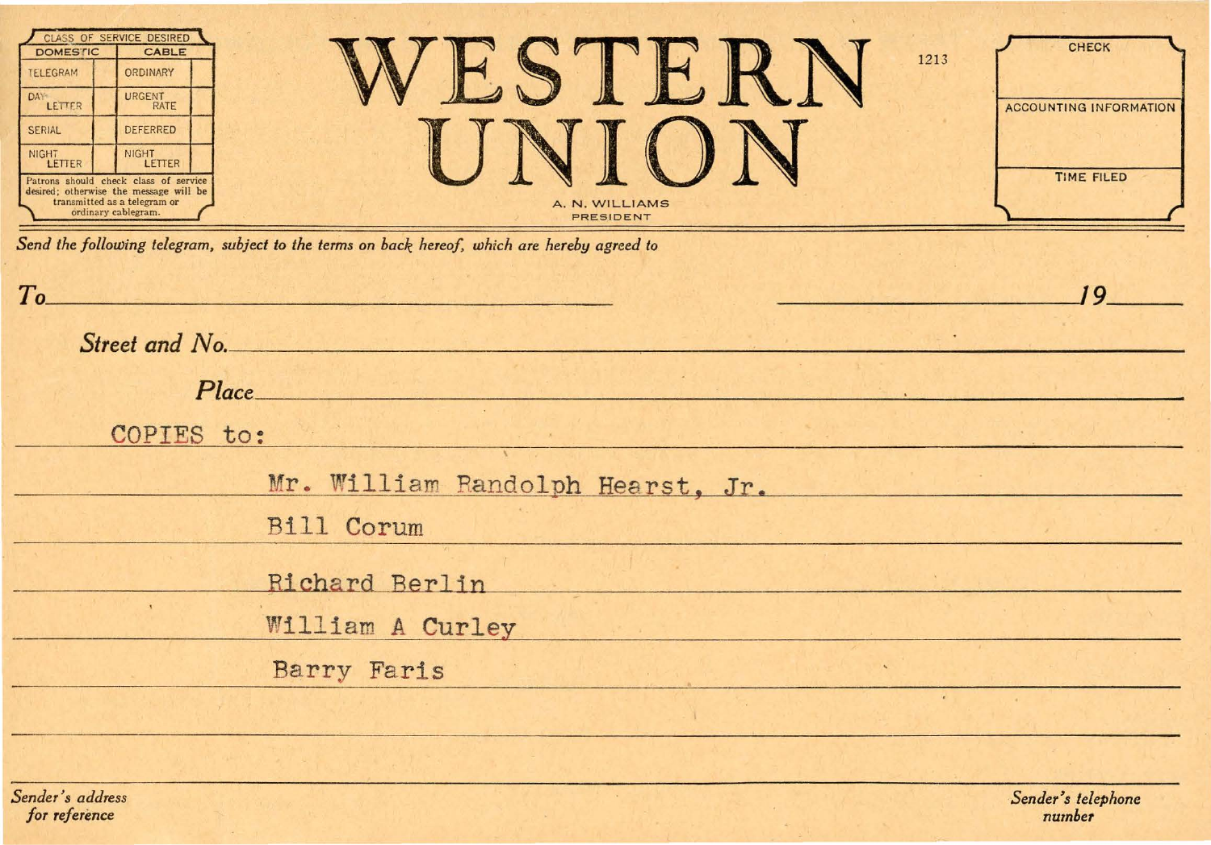| CLASS OF SERVICE DESIRED | |
|---|---|
| DOMESTIC | CABLE |
| TELEGRAM | ORDINARY |
| DAY LETTER | URGENT RATE |
| SERIAL | DEFERRED |
| NIGHT LETTER | NIGHT LETTER |

Patrons should check class of service desired; otherwise the message will be transmitted as a telegram or ordinary cablegram.

# WESTERN UNION

A. N. WILLIAMS
PRESIDENT

1213

CHECK

ACCOUNTING INFORMATION

TIME FILED

*Send the following telegram, subject to the terms on back hereof, which are hereby agreed to*

*To* ______________________ ______________ *19*____

*Street and No.* ______________________

*Place* ______________________

COPIES to:

Mr. William Randolph Hearst, Jr.

Bill Corum

Richard Berlin

William A Curley

Barry Faris

*Sender's address for reference*

*Sender's telephone number*